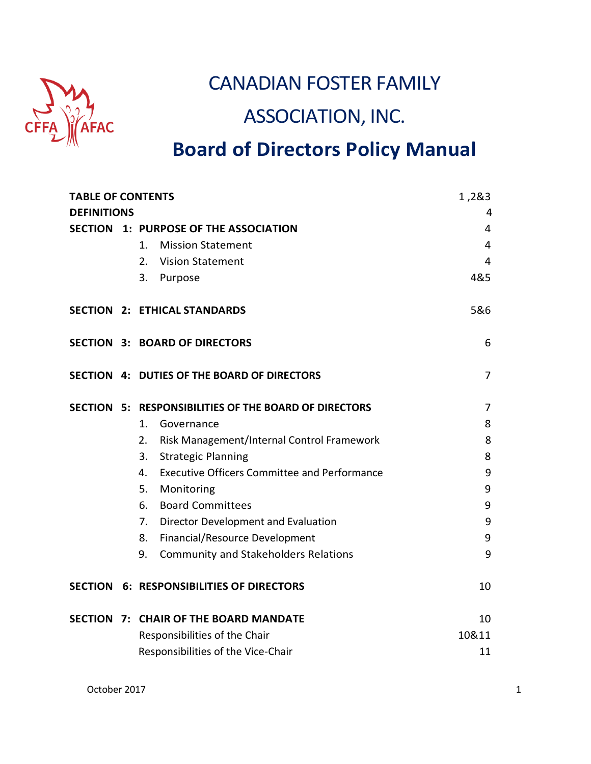# CANADIAN FOSTER FAMILY ASSOCIATION, INC.

## Board of Directors Policy Manual

| | | |
|---|---|---|
| **TABLE OF CONTENTS** | | 1 ,2&3 |
| **DEFINITIONS** | | 4 |
| **SECTION 1: PURPOSE OF THE ASSOCIATION** | | 4 |
| | 1. Mission Statement | 4 |
| | 2. Vision Statement | 4 |
| | 3. Purpose | 4&5 |
| **SECTION 2: ETHICAL STANDARDS** | | 5&6 |
| **SECTION 3: BOARD OF DIRECTORS** | | 6 |
| **SECTION 4: DUTIES OF THE BOARD OF DIRECTORS** | | 7 |
| **SECTION 5: RESPONSIBILITIES OF THE BOARD OF DIRECTORS** | | 7 |
| | 1. Governance | 8 |
| | 2. Risk Management/Internal Control Framework | 8 |
| | 3. Strategic Planning | 8 |
| | 4. Executive Officers Committee and Performance | 9 |
| | 5. Monitoring | 9 |
| | 6. Board Committees | 9 |
| | 7. Director Development and Evaluation | 9 |
| | 8. Financial/Resource Development | 9 |
| | 9. Community and Stakeholders Relations | 9 |
| **SECTION 6: RESPONSIBILITIES OF DIRECTORS** | | 10 |
| **SECTION 7: CHAIR OF THE BOARD MANDATE** | | 10 |
| | Responsibilities of the Chair | 10&11 |
| | Responsibilities of the Vice-Chair | 11 |

October 2017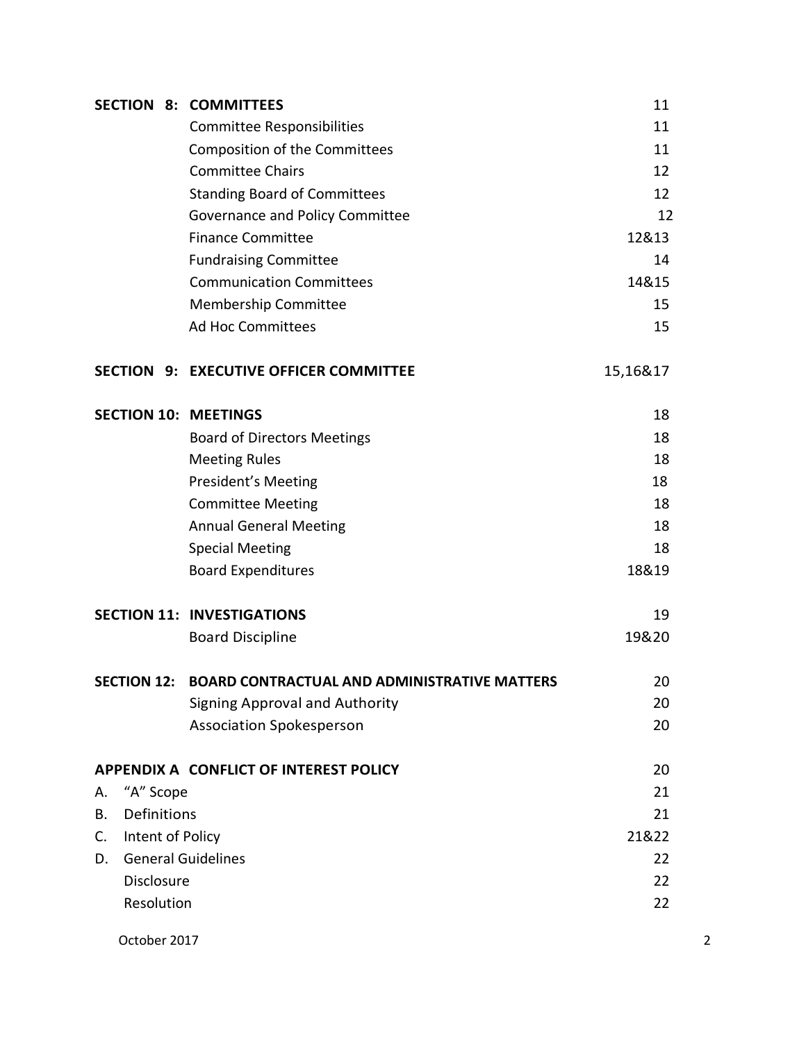| | | |
|---|---|---|
| **SECTION 8:** | **COMMITTEES** | 11 |
| | Committee Responsibilities | 11 |
| | Composition of the Committees | 11 |
| | Committee Chairs | 12 |
| | Standing Board of Committees | 12 |
| | Governance and Policy Committee | 12 |
| | Finance Committee | 12&13 |
| | Fundraising Committee | 14 |
| | Communication Committees | 14&15 |
| | Membership Committee | 15 |
| | Ad Hoc Committees | 15 |
| **SECTION 9:** | **EXECUTIVE OFFICER COMMITTEE** | 15,16&17 |
| **SECTION 10:** | **MEETINGS** | 18 |
| | Board of Directors Meetings | 18 |
| | Meeting Rules | 18 |
| | President's Meeting | 18 |
| | Committee Meeting | 18 |
| | Annual General Meeting | 18 |
| | Special Meeting | 18 |
| | Board Expenditures | 18&19 |
| **SECTION 11:** | **INVESTIGATIONS** | 19 |
| | Board Discipline | 19&20 |
| **SECTION 12:** | **BOARD CONTRACTUAL AND ADMINISTRATIVE MATTERS** | 20 |
| | Signing Approval and Authority | 20 |
| | Association Spokesperson | 20 |
| **APPENDIX A** | **CONFLICT OF INTEREST POLICY** | 20 |
| A. | "A" Scope | 21 |
| B. | Definitions | 21 |
| C. | Intent of Policy | 21&22 |
| D. | General Guidelines | 22 |
| | Disclosure | 22 |
| | Resolution | 22 |

October 2017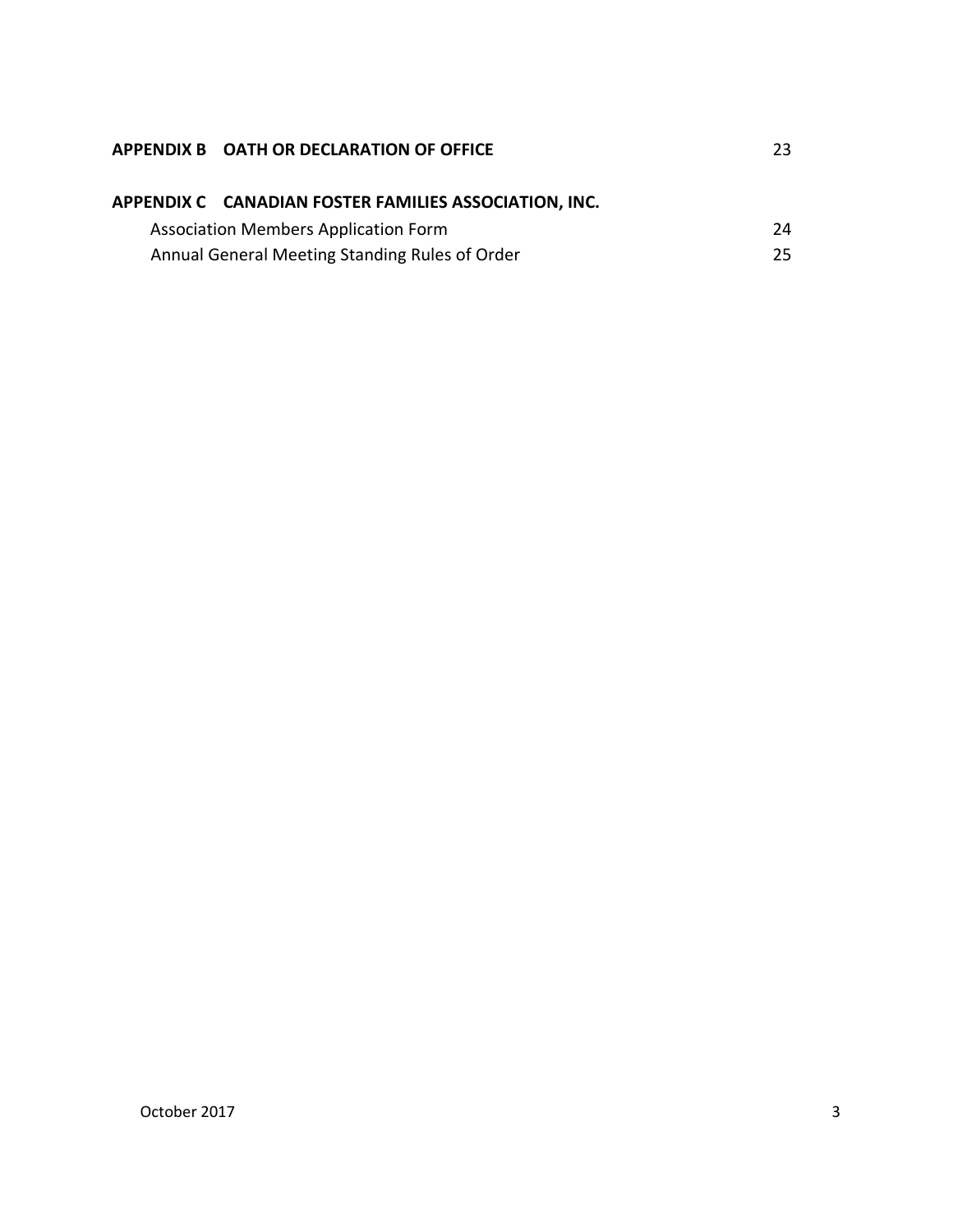| | |
|---|---|
| **APPENDIX B OATH OR DECLARATION OF OFFICE** | 23 |
| **APPENDIX C CANADIAN FOSTER FAMILIES ASSOCIATION, INC.** | |
| Association Members Application Form | 24 |
| Annual General Meeting Standing Rules of Order | 25 |

October 2017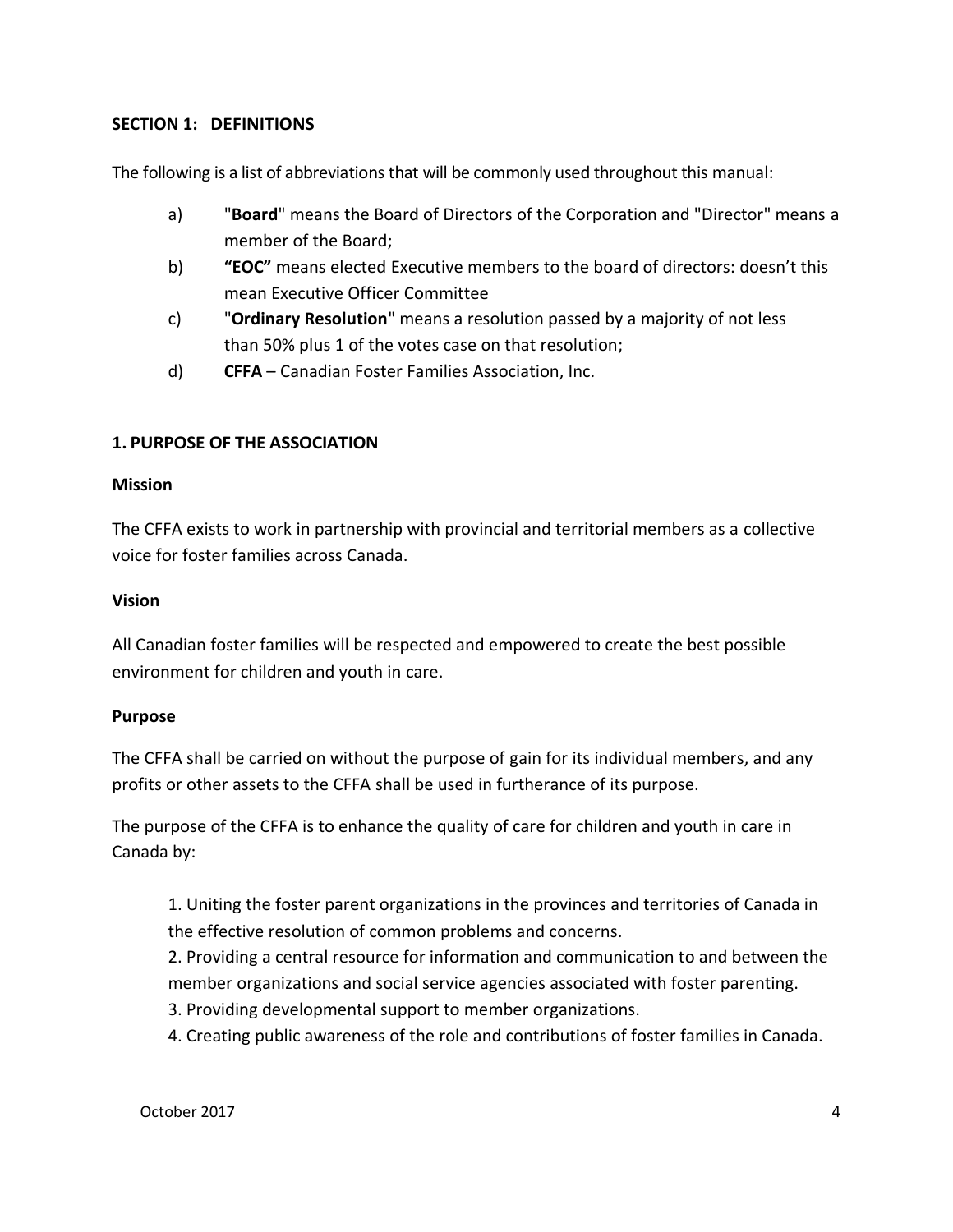## SECTION 1: DEFINITIONS

The following is a list of abbreviations that will be commonly used throughout this manual:

a) "**Board**" means the Board of Directors of the Corporation and "Director" means a member of the Board;

b) **"EOC"** means elected Executive members to the board of directors: doesn't this mean Executive Officer Committee

c) "**Ordinary Resolution**" means a resolution passed by a majority of not less than 50% plus 1 of the votes case on that resolution;

d) **CFFA** – Canadian Foster Families Association, Inc.

## 1. PURPOSE OF THE ASSOCIATION

### Mission

The CFFA exists to work in partnership with provincial and territorial members as a collective voice for foster families across Canada.

### Vision

All Canadian foster families will be respected and empowered to create the best possible environment for children and youth in care.

### Purpose

The CFFA shall be carried on without the purpose of gain for its individual members, and any profits or other assets to the CFFA shall be used in furtherance of its purpose.

The purpose of the CFFA is to enhance the quality of care for children and youth in care in Canada by:

1. Uniting the foster parent organizations in the provinces and territories of Canada in the effective resolution of common problems and concerns.
2. Providing a central resource for information and communication to and between the member organizations and social service agencies associated with foster parenting.
3. Providing developmental support to member organizations.
4. Creating public awareness of the role and contributions of foster families in Canada.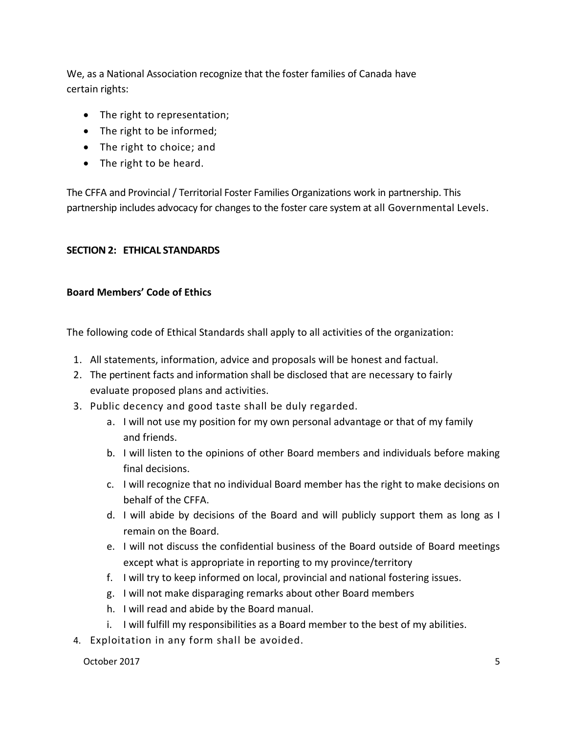We, as a National Association recognize that the foster families of Canada have certain rights:

- The right to representation;
- The right to be informed;
- The right to choice; and
- The right to be heard.

The CFFA and Provincial / Territorial Foster Families Organizations work in partnership. This partnership includes advocacy for changes to the foster care system at all Governmental Levels.

## SECTION 2: ETHICAL STANDARDS

### Board Members' Code of Ethics

The following code of Ethical Standards shall apply to all activities of the organization:

1. All statements, information, advice and proposals will be honest and factual.
2. The pertinent facts and information shall be disclosed that are necessary to fairly evaluate proposed plans and activities.
3. Public decency and good taste shall be duly regarded.
    a. I will not use my position for my own personal advantage or that of my family and friends.
    b. I will listen to the opinions of other Board members and individuals before making final decisions.
    c. I will recognize that no individual Board member has the right to make decisions on behalf of the CFFA.
    d. I will abide by decisions of the Board and will publicly support them as long as I remain on the Board.
    e. I will not discuss the confidential business of the Board outside of Board meetings except what is appropriate in reporting to my province/territory
    f. I will try to keep informed on local, provincial and national fostering issues.
    g. I will not make disparaging remarks about other Board members
    h. I will read and abide by the Board manual.
    i. I will fulfill my responsibilities as a Board member to the best of my abilities.
4. Exploitation in any form shall be avoided.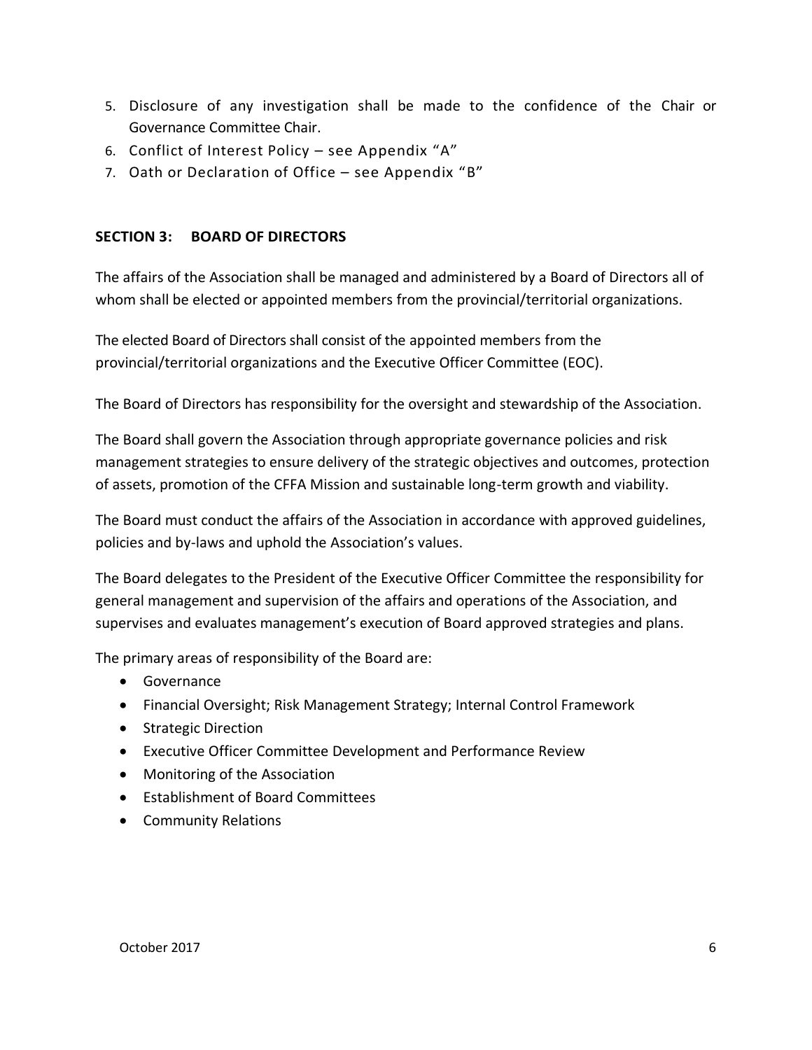5. Disclosure of any investigation shall be made to the confidence of the Chair or Governance Committee Chair.
6. Conflict of Interest Policy – see Appendix "A"
7. Oath or Declaration of Office – see Appendix "B"

## SECTION 3: BOARD OF DIRECTORS

The affairs of the Association shall be managed and administered by a Board of Directors all of whom shall be elected or appointed members from the provincial/territorial organizations.

The elected Board of Directors shall consist of the appointed members from the provincial/territorial organizations and the Executive Officer Committee (EOC).

The Board of Directors has responsibility for the oversight and stewardship of the Association.

The Board shall govern the Association through appropriate governance policies and risk management strategies to ensure delivery of the strategic objectives and outcomes, protection of assets, promotion of the CFFA Mission and sustainable long-term growth and viability.

The Board must conduct the affairs of the Association in accordance with approved guidelines, policies and by-laws and uphold the Association's values.

The Board delegates to the President of the Executive Officer Committee the responsibility for general management and supervision of the affairs and operations of the Association, and supervises and evaluates management's execution of Board approved strategies and plans.

The primary areas of responsibility of the Board are:

- Governance
- Financial Oversight; Risk Management Strategy; Internal Control Framework
- Strategic Direction
- Executive Officer Committee Development and Performance Review
- Monitoring of the Association
- Establishment of Board Committees
- Community Relations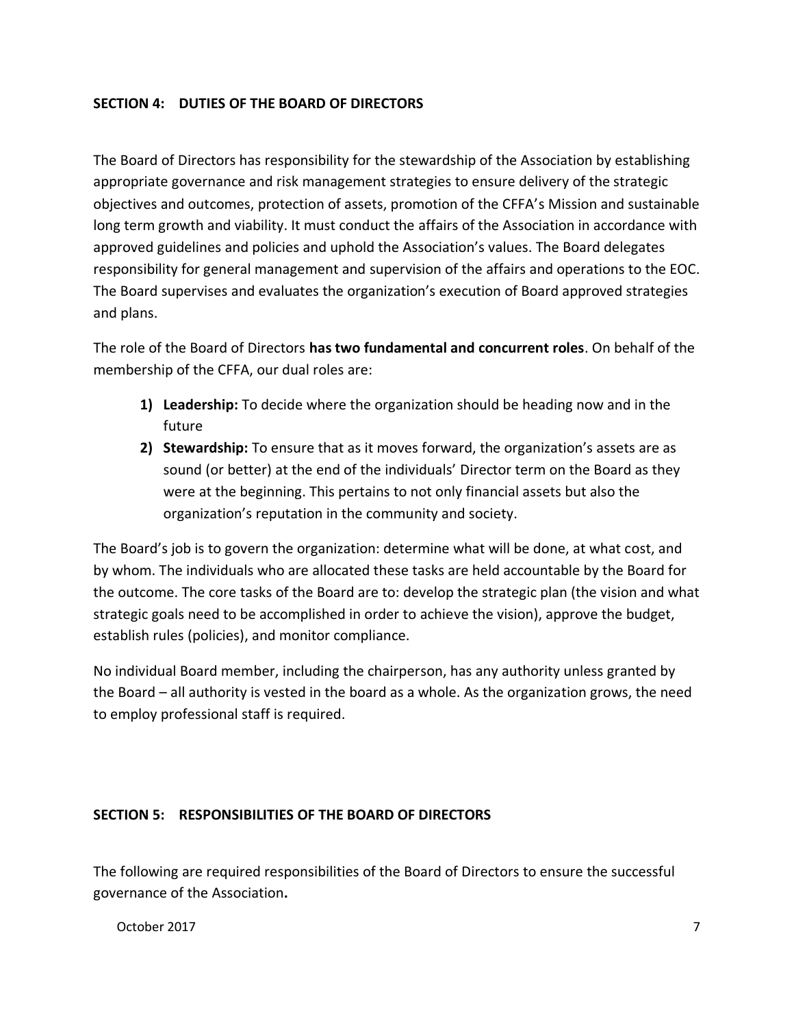## SECTION 4: DUTIES OF THE BOARD OF DIRECTORS

The Board of Directors has responsibility for the stewardship of the Association by establishing appropriate governance and risk management strategies to ensure delivery of the strategic objectives and outcomes, protection of assets, promotion of the CFFA's Mission and sustainable long term growth and viability. It must conduct the affairs of the Association in accordance with approved guidelines and policies and uphold the Association's values. The Board delegates responsibility for general management and supervision of the affairs and operations to the EOC. The Board supervises and evaluates the organization's execution of Board approved strategies and plans.

The role of the Board of Directors **has two fundamental and concurrent roles**. On behalf of the membership of the CFFA, our dual roles are:

1) **Leadership:** To decide where the organization should be heading now and in the future
2) **Stewardship:** To ensure that as it moves forward, the organization's assets are as sound (or better) at the end of the individuals' Director term on the Board as they were at the beginning. This pertains to not only financial assets but also the organization's reputation in the community and society.

The Board's job is to govern the organization: determine what will be done, at what cost, and by whom. The individuals who are allocated these tasks are held accountable by the Board for the outcome. The core tasks of the Board are to: develop the strategic plan (the vision and what strategic goals need to be accomplished in order to achieve the vision), approve the budget, establish rules (policies), and monitor compliance.

No individual Board member, including the chairperson, has any authority unless granted by the Board – all authority is vested in the board as a whole. As the organization grows, the need to employ professional staff is required.

## SECTION 5: RESPONSIBILITIES OF THE BOARD OF DIRECTORS

The following are required responsibilities of the Board of Directors to ensure the successful governance of the Association**.**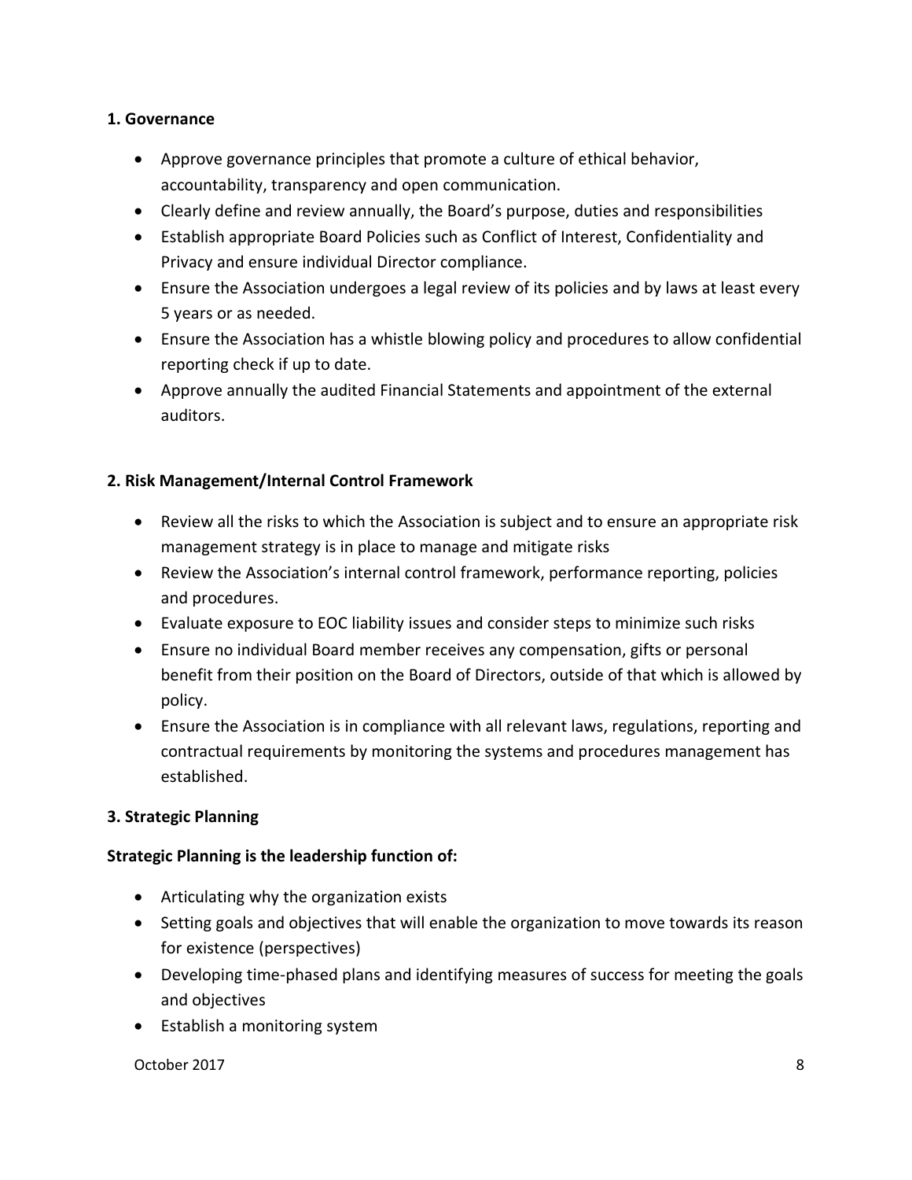**1. Governance**

- Approve governance principles that promote a culture of ethical behavior, accountability, transparency and open communication.
- Clearly define and review annually, the Board's purpose, duties and responsibilities
- Establish appropriate Board Policies such as Conflict of Interest, Confidentiality and Privacy and ensure individual Director compliance.
- Ensure the Association undergoes a legal review of its policies and by laws at least every 5 years or as needed.
- Ensure the Association has a whistle blowing policy and procedures to allow confidential reporting check if up to date.
- Approve annually the audited Financial Statements and appointment of the external auditors.

**2. Risk Management/Internal Control Framework**

- Review all the risks to which the Association is subject and to ensure an appropriate risk management strategy is in place to manage and mitigate risks
- Review the Association's internal control framework, performance reporting, policies and procedures.
- Evaluate exposure to EOC liability issues and consider steps to minimize such risks
- Ensure no individual Board member receives any compensation, gifts or personal benefit from their position on the Board of Directors, outside of that which is allowed by policy.
- Ensure the Association is in compliance with all relevant laws, regulations, reporting and contractual requirements by monitoring the systems and procedures management has established.

**3. Strategic Planning**

**Strategic Planning is the leadership function of:**

- Articulating why the organization exists
- Setting goals and objectives that will enable the organization to move towards its reason for existence (perspectives)
- Developing time-phased plans and identifying measures of success for meeting the goals and objectives
- Establish a monitoring system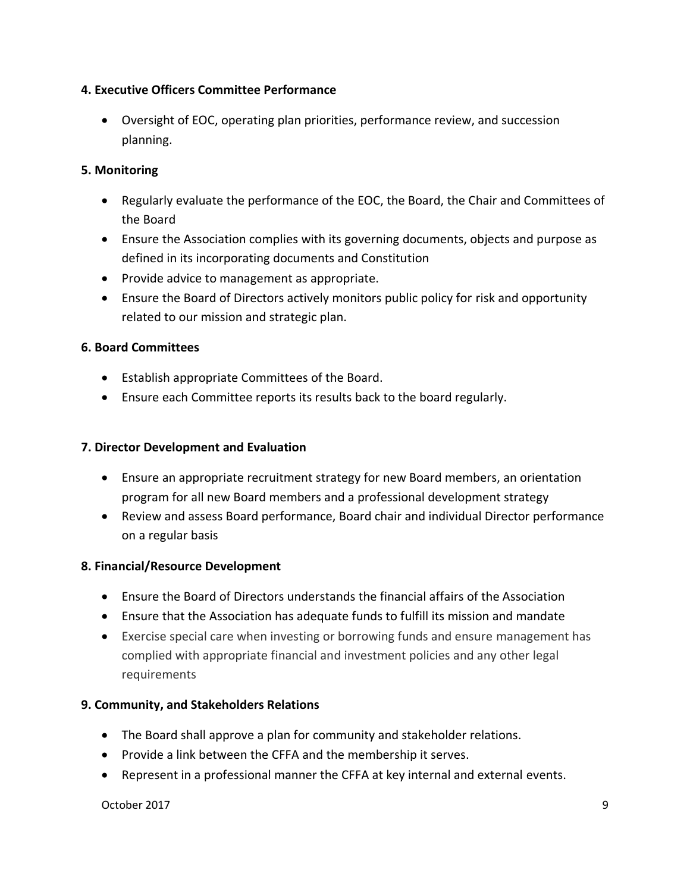**4. Executive Officers Committee Performance**

- Oversight of EOC, operating plan priorities, performance review, and succession planning.

**5. Monitoring**

- Regularly evaluate the performance of the EOC, the Board, the Chair and Committees of the Board
- Ensure the Association complies with its governing documents, objects and purpose as defined in its incorporating documents and Constitution
- Provide advice to management as appropriate.
- Ensure the Board of Directors actively monitors public policy for risk and opportunity related to our mission and strategic plan.

**6. Board Committees**

- Establish appropriate Committees of the Board.
- Ensure each Committee reports its results back to the board regularly.

**7. Director Development and Evaluation**

- Ensure an appropriate recruitment strategy for new Board members, an orientation program for all new Board members and a professional development strategy
- Review and assess Board performance, Board chair and individual Director performance on a regular basis

**8. Financial/Resource Development**

- Ensure the Board of Directors understands the financial affairs of the Association
- Ensure that the Association has adequate funds to fulfill its mission and mandate
- Exercise special care when investing or borrowing funds and ensure management has complied with appropriate financial and investment policies and any other legal requirements

**9. Community, and Stakeholders Relations**

- The Board shall approve a plan for community and stakeholder relations.
- Provide a link between the CFFA and the membership it serves.
- Represent in a professional manner the CFFA at key internal and external events.

October 2017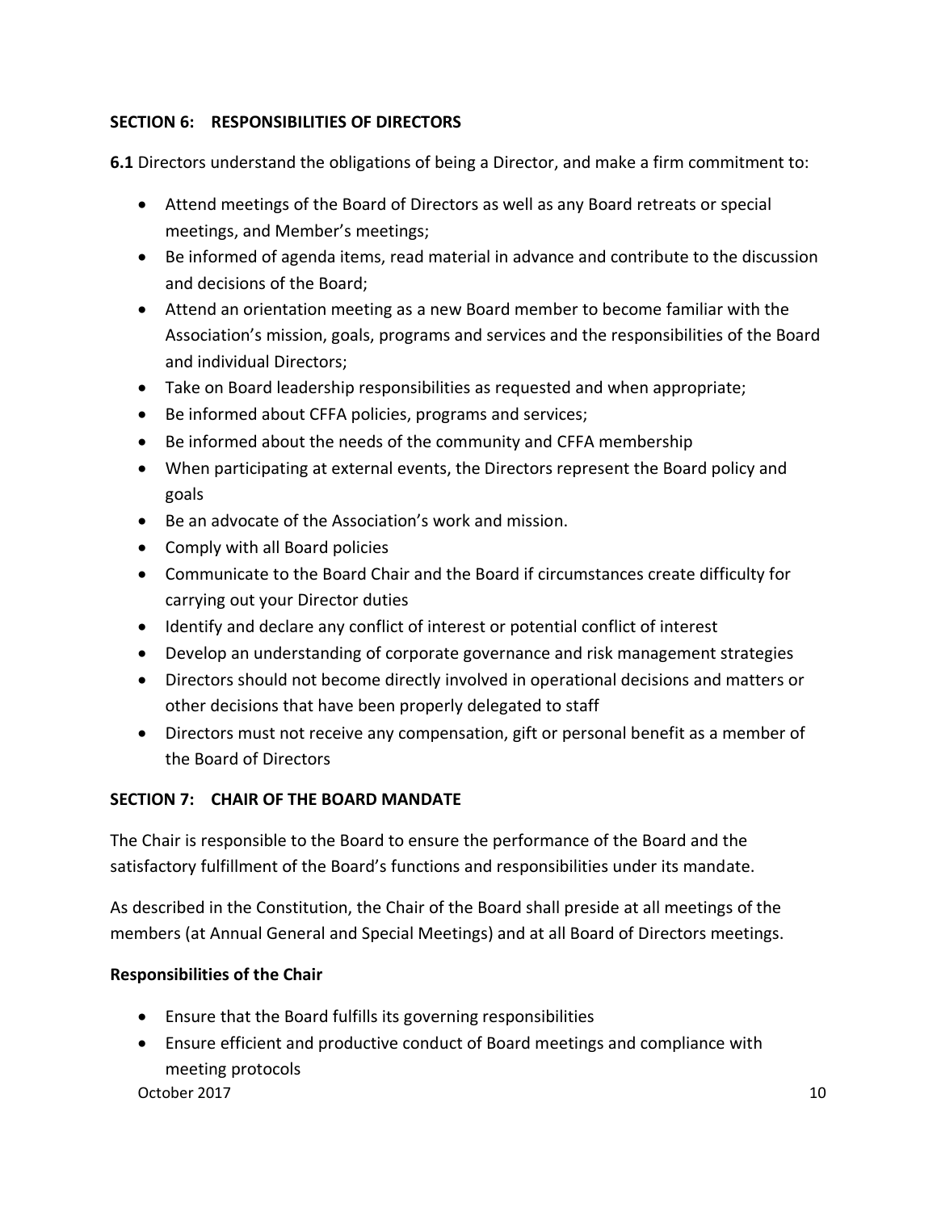## SECTION 6: RESPONSIBILITIES OF DIRECTORS

**6.1** Directors understand the obligations of being a Director, and make a firm commitment to:

- Attend meetings of the Board of Directors as well as any Board retreats or special meetings, and Member's meetings;
- Be informed of agenda items, read material in advance and contribute to the discussion and decisions of the Board;
- Attend an orientation meeting as a new Board member to become familiar with the Association's mission, goals, programs and services and the responsibilities of the Board and individual Directors;
- Take on Board leadership responsibilities as requested and when appropriate;
- Be informed about CFFA policies, programs and services;
- Be informed about the needs of the community and CFFA membership
- When participating at external events, the Directors represent the Board policy and goals
- Be an advocate of the Association's work and mission.
- Comply with all Board policies
- Communicate to the Board Chair and the Board if circumstances create difficulty for carrying out your Director duties
- Identify and declare any conflict of interest or potential conflict of interest
- Develop an understanding of corporate governance and risk management strategies
- Directors should not become directly involved in operational decisions and matters or other decisions that have been properly delegated to staff
- Directors must not receive any compensation, gift or personal benefit as a member of the Board of Directors

## SECTION 7: CHAIR OF THE BOARD MANDATE

The Chair is responsible to the Board to ensure the performance of the Board and the satisfactory fulfillment of the Board's functions and responsibilities under its mandate.

As described in the Constitution, the Chair of the Board shall preside at all meetings of the members (at Annual General and Special Meetings) and at all Board of Directors meetings.

**Responsibilities of the Chair**

- Ensure that the Board fulfills its governing responsibilities
- Ensure efficient and productive conduct of Board meetings and compliance with meeting protocols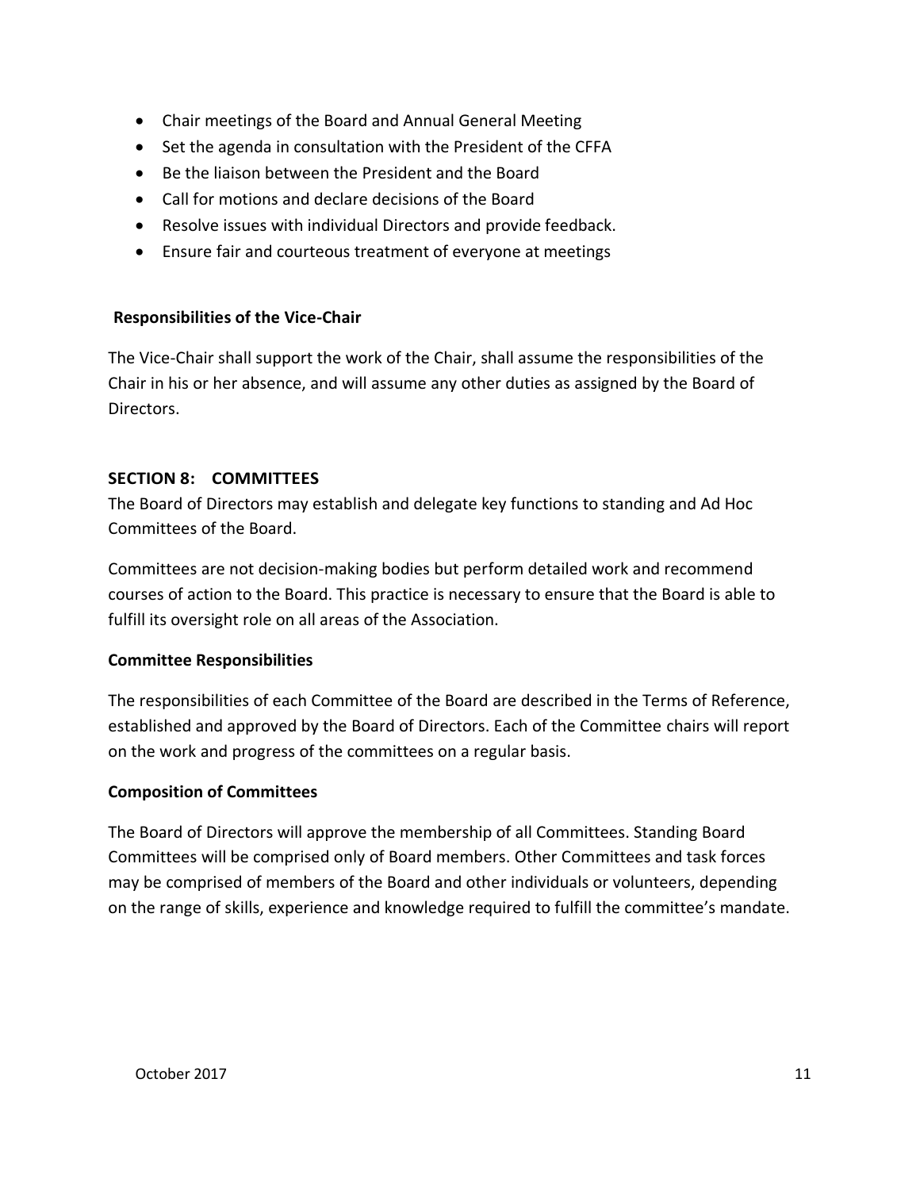- Chair meetings of the Board and Annual General Meeting
- Set the agenda in consultation with the President of the CFFA
- Be the liaison between the President and the Board
- Call for motions and declare decisions of the Board
- Resolve issues with individual Directors and provide feedback.
- Ensure fair and courteous treatment of everyone at meetings

**Responsibilities of the Vice-Chair**

The Vice-Chair shall support the work of the Chair, shall assume the responsibilities of the Chair in his or her absence, and will assume any other duties as assigned by the Board of Directors.

## SECTION 8: COMMITTEES

The Board of Directors may establish and delegate key functions to standing and Ad Hoc Committees of the Board.

Committees are not decision-making bodies but perform detailed work and recommend courses of action to the Board. This practice is necessary to ensure that the Board is able to fulfill its oversight role on all areas of the Association.

**Committee Responsibilities**

The responsibilities of each Committee of the Board are described in the Terms of Reference, established and approved by the Board of Directors. Each of the Committee chairs will report on the work and progress of the committees on a regular basis.

**Composition of Committees**

The Board of Directors will approve the membership of all Committees. Standing Board Committees will be comprised only of Board members. Other Committees and task forces may be comprised of members of the Board and other individuals or volunteers, depending on the range of skills, experience and knowledge required to fulfill the committee's mandate.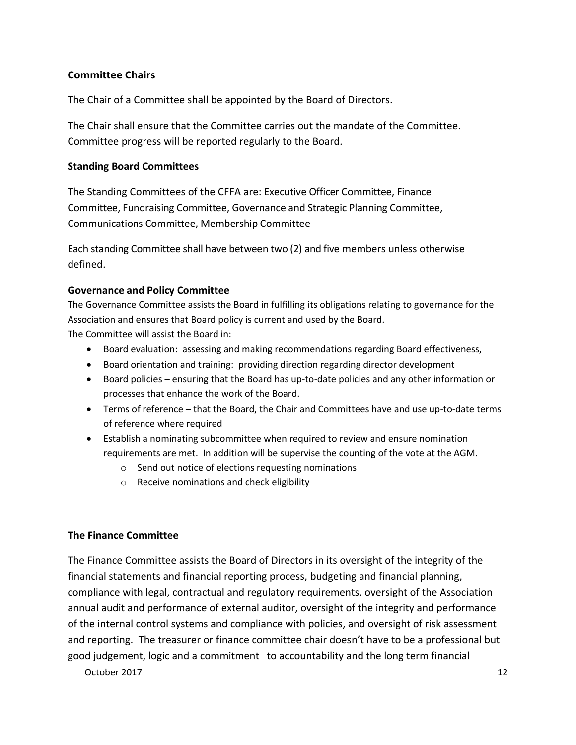### Committee Chairs

The Chair of a Committee shall be appointed by the Board of Directors.

The Chair shall ensure that the Committee carries out the mandate of the Committee. Committee progress will be reported regularly to the Board.

### Standing Board Committees

The Standing Committees of the CFFA are: Executive Officer Committee, Finance Committee, Fundraising Committee, Governance and Strategic Planning Committee, Communications Committee, Membership Committee

Each standing Committee shall have between two (2) and five members unless otherwise defined.

### Governance and Policy Committee

The Governance Committee assists the Board in fulfilling its obligations relating to governance for the Association and ensures that Board policy is current and used by the Board.
The Committee will assist the Board in:

- Board evaluation: assessing and making recommendations regarding Board effectiveness,
- Board orientation and training: providing direction regarding director development
- Board policies – ensuring that the Board has up-to-date policies and any other information or processes that enhance the work of the Board.
- Terms of reference – that the Board, the Chair and Committees have and use up-to-date terms of reference where required
- Establish a nominating subcommittee when required to review and ensure nomination requirements are met. In addition will be supervise the counting of the vote at the AGM.
  - Send out notice of elections requesting nominations
  - Receive nominations and check eligibility

### The Finance Committee

The Finance Committee assists the Board of Directors in its oversight of the integrity of the financial statements and financial reporting process, budgeting and financial planning, compliance with legal, contractual and regulatory requirements, oversight of the Association annual audit and performance of external auditor, oversight of the integrity and performance of the internal control systems and compliance with policies, and oversight of risk assessment and reporting. The treasurer or finance committee chair doesn't have to be a professional but good judgement, logic and a commitment to accountability and the long term financial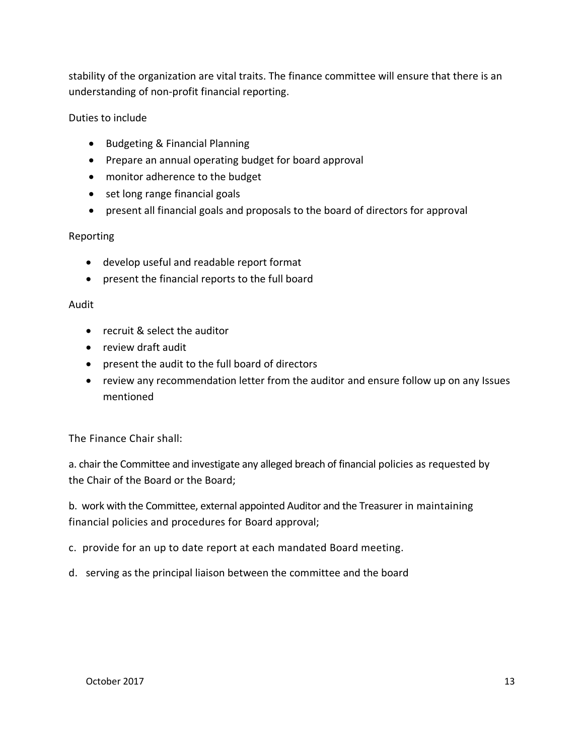stability of the organization are vital traits. The finance committee will ensure that there is an understanding of non-profit financial reporting.

Duties to include

- Budgeting & Financial Planning
- Prepare an annual operating budget for board approval
- monitor adherence to the budget
- set long range financial goals
- present all financial goals and proposals to the board of directors for approval

Reporting

- develop useful and readable report format
- present the financial reports to the full board

Audit

- recruit & select the auditor
- review draft audit
- present the audit to the full board of directors
- review any recommendation letter from the auditor and ensure follow up on any Issues mentioned

The Finance Chair shall:

a. chair the Committee and investigate any alleged breach of financial policies as requested by the Chair of the Board or the Board;

b. work with the Committee, external appointed Auditor and the Treasurer in maintaining financial policies and procedures for Board approval;

c. provide for an up to date report at each mandated Board meeting.

d. serving as the principal liaison between the committee and the board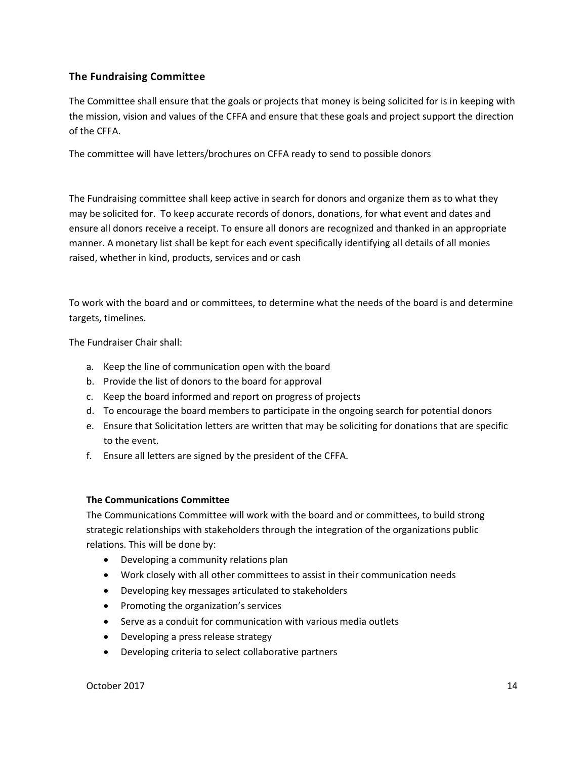## The Fundraising Committee

The Committee shall ensure that the goals or projects that money is being solicited for is in keeping with the mission, vision and values of the CFFA and ensure that these goals and project support the direction of the CFFA.

The committee will have letters/brochures on CFFA ready to send to possible donors

The Fundraising committee shall keep active in search for donors and organize them as to what they may be solicited for. To keep accurate records of donors, donations, for what event and dates and ensure all donors receive a receipt. To ensure all donors are recognized and thanked in an appropriate manner. A monetary list shall be kept for each event specifically identifying all details of all monies raised, whether in kind, products, services and or cash

To work with the board and or committees, to determine what the needs of the board is and determine targets, timelines.

The Fundraiser Chair shall:

a. Keep the line of communication open with the board
b. Provide the list of donors to the board for approval
c. Keep the board informed and report on progress of projects
d. To encourage the board members to participate in the ongoing search for potential donors
e. Ensure that Solicitation letters are written that may be soliciting for donations that are specific to the event.
f. Ensure all letters are signed by the president of the CFFA.

**The Communications Committee**

The Communications Committee will work with the board and or committees, to build strong strategic relationships with stakeholders through the integration of the organizations public relations. This will be done by:

- Developing a community relations plan
- Work closely with all other committees to assist in their communication needs
- Developing key messages articulated to stakeholders
- Promoting the organization's services
- Serve as a conduit for communication with various media outlets
- Developing a press release strategy
- Developing criteria to select collaborative partners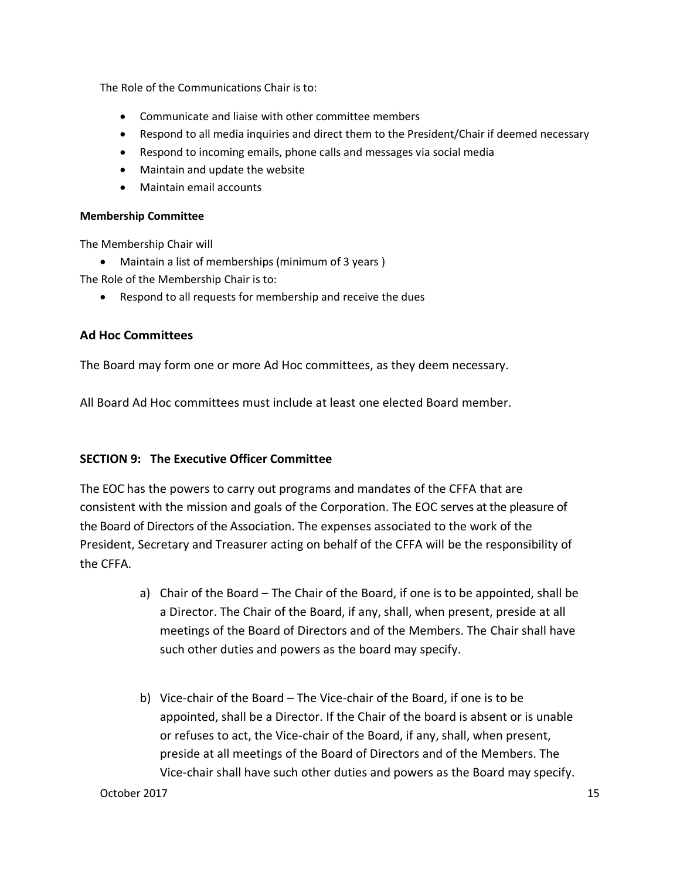The Role of the Communications Chair is to:

- Communicate and liaise with other committee members
- Respond to all media inquiries and direct them to the President/Chair if deemed necessary
- Respond to incoming emails, phone calls and messages via social media
- Maintain and update the website
- Maintain email accounts

**Membership Committee**

The Membership Chair will

- Maintain a list of memberships (minimum of 3 years )

The Role of the Membership Chair is to:

- Respond to all requests for membership and receive the dues

### Ad Hoc Committees

The Board may form one or more Ad Hoc committees, as they deem necessary.

All Board Ad Hoc committees must include at least one elected Board member.

## SECTION 9: The Executive Officer Committee

The EOC has the powers to carry out programs and mandates of the CFFA that are consistent with the mission and goals of the Corporation. The EOC serves at the pleasure of the Board of Directors of the Association. The expenses associated to the work of the President, Secretary and Treasurer acting on behalf of the CFFA will be the responsibility of the CFFA.

a) Chair of the Board – The Chair of the Board, if one is to be appointed, shall be a Director. The Chair of the Board, if any, shall, when present, preside at all meetings of the Board of Directors and of the Members. The Chair shall have such other duties and powers as the board may specify.

b) Vice-chair of the Board – The Vice-chair of the Board, if one is to be appointed, shall be a Director. If the Chair of the board is absent or is unable or refuses to act, the Vice-chair of the Board, if any, shall, when present, preside at all meetings of the Board of Directors and of the Members. The Vice-chair shall have such other duties and powers as the Board may specify.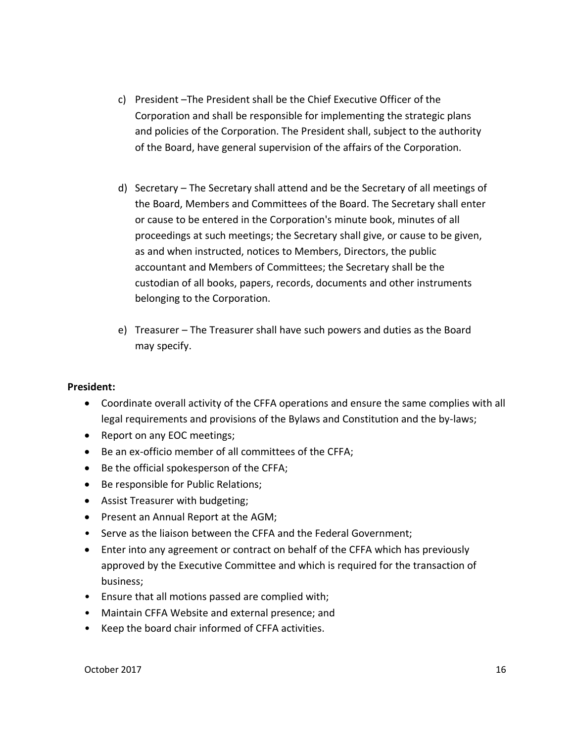c) President –The President shall be the Chief Executive Officer of the Corporation and shall be responsible for implementing the strategic plans and policies of the Corporation. The President shall, subject to the authority of the Board, have general supervision of the affairs of the Corporation.

d) Secretary – The Secretary shall attend and be the Secretary of all meetings of the Board, Members and Committees of the Board. The Secretary shall enter or cause to be entered in the Corporation's minute book, minutes of all proceedings at such meetings; the Secretary shall give, or cause to be given, as and when instructed, notices to Members, Directors, the public accountant and Members of Committees; the Secretary shall be the custodian of all books, papers, records, documents and other instruments belonging to the Corporation.

e) Treasurer – The Treasurer shall have such powers and duties as the Board may specify.

**President:**

- Coordinate overall activity of the CFFA operations and ensure the same complies with all legal requirements and provisions of the Bylaws and Constitution and the by-laws;
- Report on any EOC meetings;
- Be an ex-officio member of all committees of the CFFA;
- Be the official spokesperson of the CFFA;
- Be responsible for Public Relations;
- Assist Treasurer with budgeting;
- Present an Annual Report at the AGM;
- Serve as the liaison between the CFFA and the Federal Government;
- Enter into any agreement or contract on behalf of the CFFA which has previously approved by the Executive Committee and which is required for the transaction of business;
- Ensure that all motions passed are complied with;
- Maintain CFFA Website and external presence; and
- Keep the board chair informed of CFFA activities.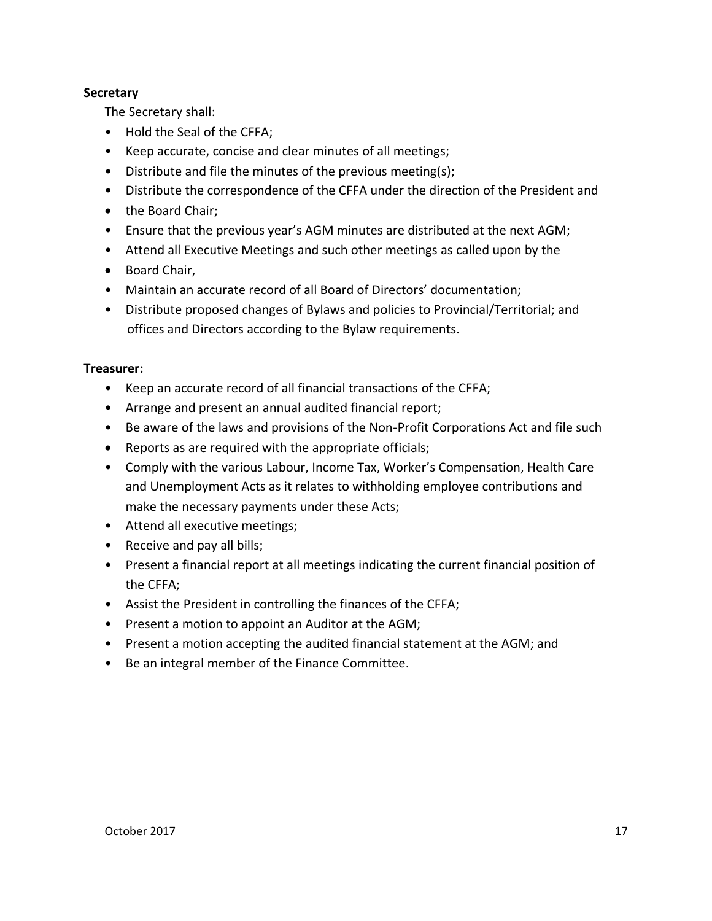**Secretary**

The Secretary shall:

- Hold the Seal of the CFFA;
- Keep accurate, concise and clear minutes of all meetings;
- Distribute and file the minutes of the previous meeting(s);
- Distribute the correspondence of the CFFA under the direction of the President and
- the Board Chair;
- Ensure that the previous year's AGM minutes are distributed at the next AGM;
- Attend all Executive Meetings and such other meetings as called upon by the
- Board Chair,
- Maintain an accurate record of all Board of Directors' documentation;
- Distribute proposed changes of Bylaws and policies to Provincial/Territorial; and offices and Directors according to the Bylaw requirements.

**Treasurer:**

- Keep an accurate record of all financial transactions of the CFFA;
- Arrange and present an annual audited financial report;
- Be aware of the laws and provisions of the Non-Profit Corporations Act and file such
- Reports as are required with the appropriate officials;
- Comply with the various Labour, Income Tax, Worker's Compensation, Health Care and Unemployment Acts as it relates to withholding employee contributions and make the necessary payments under these Acts;
- Attend all executive meetings;
- Receive and pay all bills;
- Present a financial report at all meetings indicating the current financial position of the CFFA;
- Assist the President in controlling the finances of the CFFA;
- Present a motion to appoint an Auditor at the AGM;
- Present a motion accepting the audited financial statement at the AGM; and
- Be an integral member of the Finance Committee.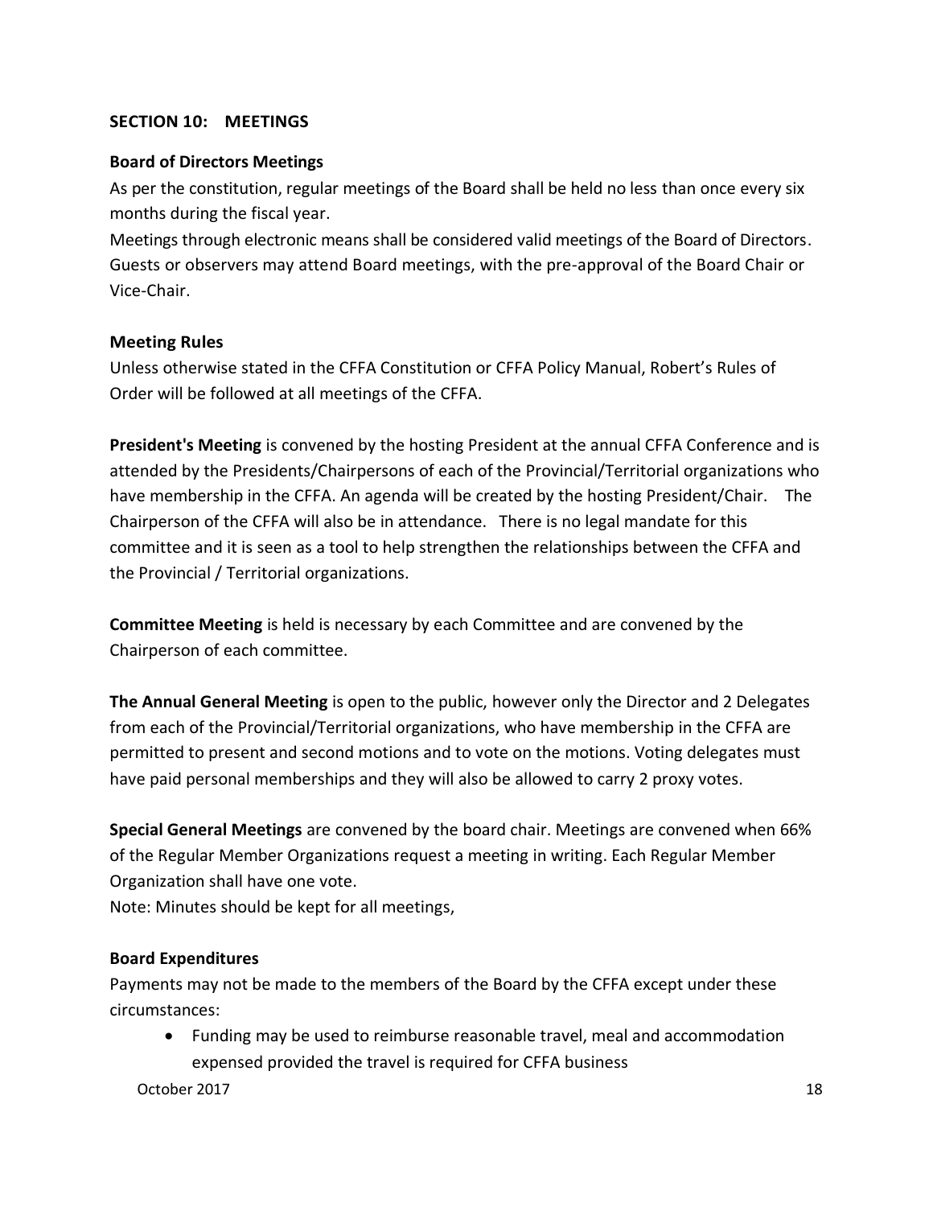## SECTION 10: MEETINGS

### Board of Directors Meetings

As per the constitution, regular meetings of the Board shall be held no less than once every six months during the fiscal year.

Meetings through electronic means shall be considered valid meetings of the Board of Directors. Guests or observers may attend Board meetings, with the pre-approval of the Board Chair or Vice-Chair.

### Meeting Rules

Unless otherwise stated in the CFFA Constitution or CFFA Policy Manual, Robert's Rules of Order will be followed at all meetings of the CFFA.

**President's Meeting** is convened by the hosting President at the annual CFFA Conference and is attended by the Presidents/Chairpersons of each of the Provincial/Territorial organizations who have membership in the CFFA. An agenda will be created by the hosting President/Chair. The Chairperson of the CFFA will also be in attendance. There is no legal mandate for this committee and it is seen as a tool to help strengthen the relationships between the CFFA and the Provincial / Territorial organizations.

**Committee Meeting** is held is necessary by each Committee and are convened by the Chairperson of each committee.

**The Annual General Meeting** is open to the public, however only the Director and 2 Delegates from each of the Provincial/Territorial organizations, who have membership in the CFFA are permitted to present and second motions and to vote on the motions. Voting delegates must have paid personal memberships and they will also be allowed to carry 2 proxy votes.

**Special General Meetings** are convened by the board chair. Meetings are convened when 66% of the Regular Member Organizations request a meeting in writing. Each Regular Member Organization shall have one vote.

Note: Minutes should be kept for all meetings,

### Board Expenditures

Payments may not be made to the members of the Board by the CFFA except under these circumstances:

- Funding may be used to reimburse reasonable travel, meal and accommodation expensed provided the travel is required for CFFA business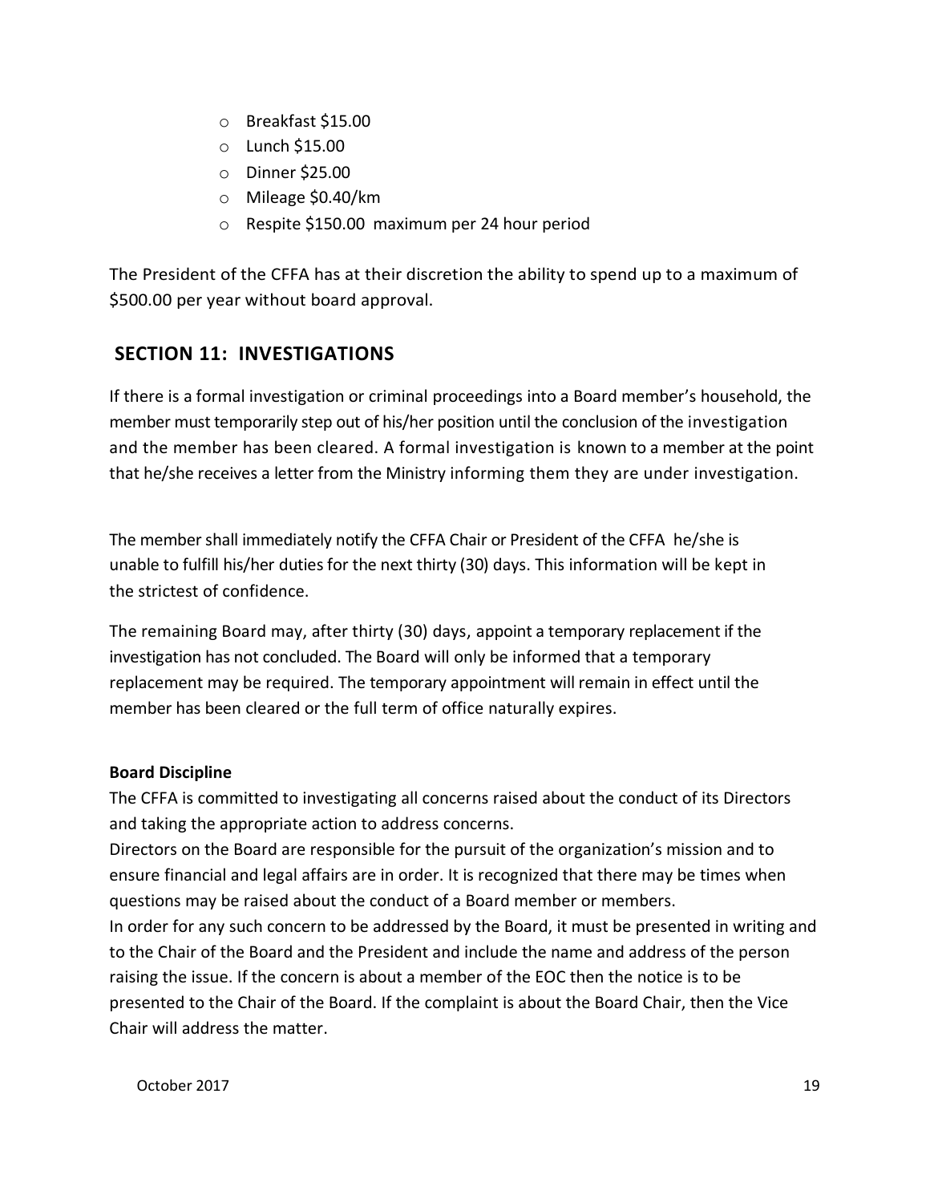- Breakfast $15.00
- Lunch $15.00
- Dinner $25.00
- Mileage $0.40/km
- Respite $150.00 maximum per 24 hour period

The President of the CFFA has at their discretion the ability to spend up to a maximum of $500.00 per year without board approval.

## SECTION 11: INVESTIGATIONS

If there is a formal investigation or criminal proceedings into a Board member's household, the member must temporarily step out of his/her position until the conclusion of the investigation and the member has been cleared. A formal investigation is known to a member at the point that he/she receives a letter from the Ministry informing them they are under investigation.

The member shall immediately notify the CFFA Chair or President of the CFFA he/she is unable to fulfill his/her duties for the next thirty (30) days. This information will be kept in the strictest of confidence.

The remaining Board may, after thirty (30) days, appoint a temporary replacement if the investigation has not concluded. The Board will only be informed that a temporary replacement may be required. The temporary appointment will remain in effect until the member has been cleared or the full term of office naturally expires.

**Board Discipline**

The CFFA is committed to investigating all concerns raised about the conduct of its Directors and taking the appropriate action to address concerns.

Directors on the Board are responsible for the pursuit of the organization's mission and to ensure financial and legal affairs are in order. It is recognized that there may be times when questions may be raised about the conduct of a Board member or members.

In order for any such concern to be addressed by the Board, it must be presented in writing and to the Chair of the Board and the President and include the name and address of the person raising the issue. If the concern is about a member of the EOC then the notice is to be presented to the Chair of the Board. If the complaint is about the Board Chair, then the Vice Chair will address the matter.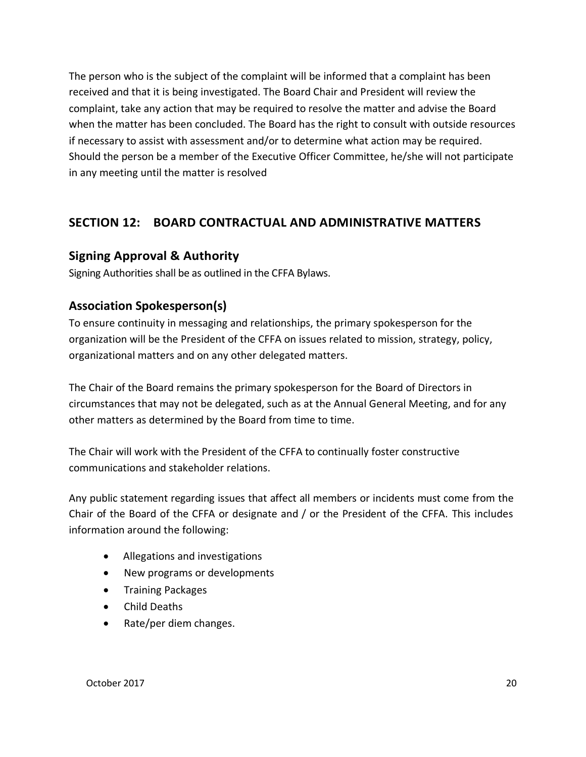The person who is the subject of the complaint will be informed that a complaint has been received and that it is being investigated. The Board Chair and President will review the complaint, take any action that may be required to resolve the matter and advise the Board when the matter has been concluded. The Board has the right to consult with outside resources if necessary to assist with assessment and/or to determine what action may be required. Should the person be a member of the Executive Officer Committee, he/she will not participate in any meeting until the matter is resolved

## SECTION 12: BOARD CONTRACTUAL AND ADMINISTRATIVE MATTERS

### Signing Approval & Authority

Signing Authorities shall be as outlined in the CFFA Bylaws.

### Association Spokesperson(s)

To ensure continuity in messaging and relationships, the primary spokesperson for the organization will be the President of the CFFA on issues related to mission, strategy, policy, organizational matters and on any other delegated matters.

The Chair of the Board remains the primary spokesperson for the Board of Directors in circumstances that may not be delegated, such as at the Annual General Meeting, and for any other matters as determined by the Board from time to time.

The Chair will work with the President of the CFFA to continually foster constructive communications and stakeholder relations.

Any public statement regarding issues that affect all members or incidents must come from the Chair of the Board of the CFFA or designate and / or the President of the CFFA. This includes information around the following:

- Allegations and investigations
- New programs or developments
- Training Packages
- Child Deaths
- Rate/per diem changes.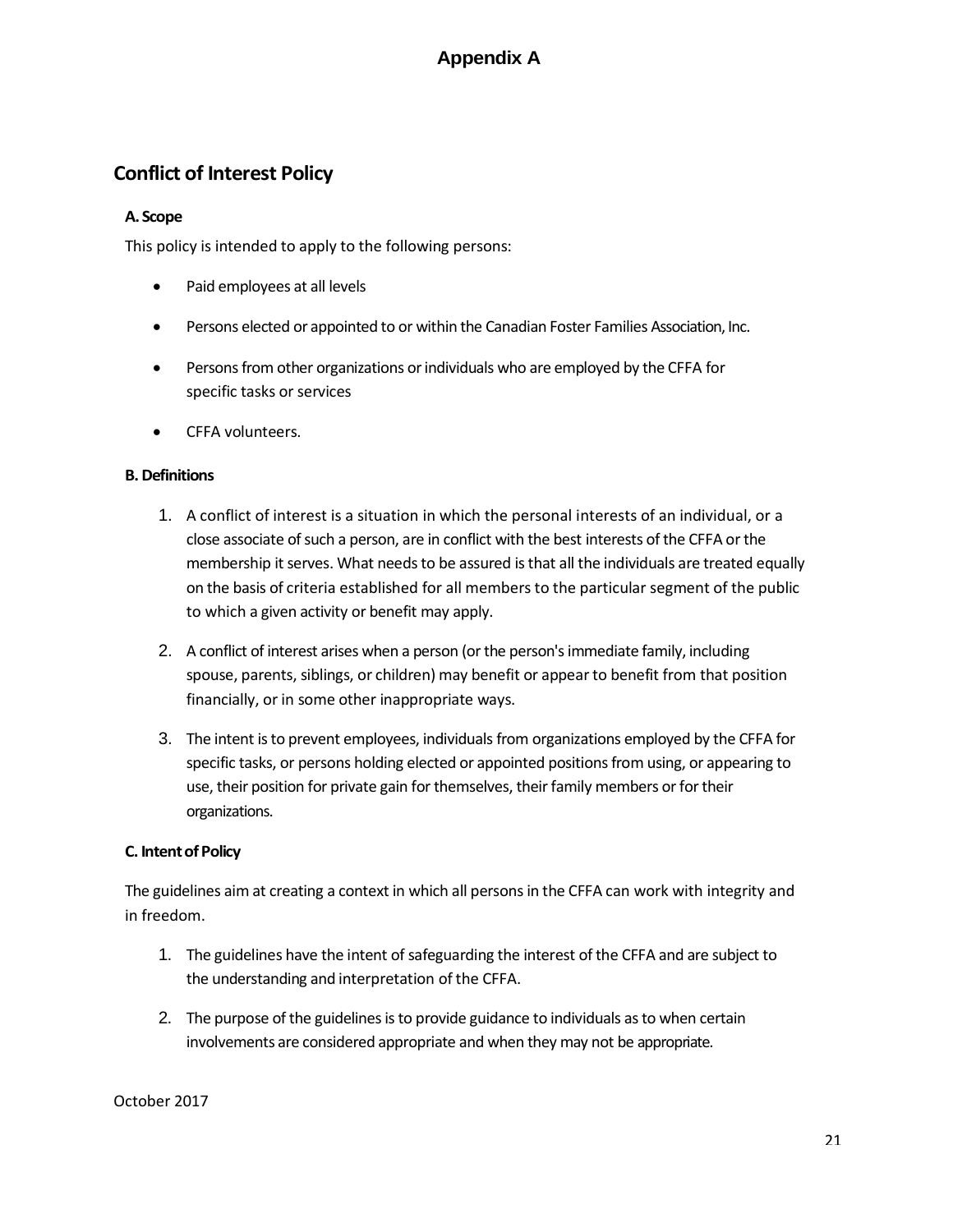# Appendix A

## Conflict of Interest Policy

### A. Scope

This policy is intended to apply to the following persons:

- Paid employees at all levels
- Persons elected or appointed to or within the Canadian Foster Families Association, Inc.
- Persons from other organizations or individuals who are employed by the CFFA for specific tasks or services
- CFFA volunteers.

### B. Definitions

1. A conflict of interest is a situation in which the personal interests of an individual, or a close associate of such a person, are in conflict with the best interests of the CFFA or the membership it serves. What needs to be assured is that all the individuals are treated equally on the basis of criteria established for all members to the particular segment of the public to which a given activity or benefit may apply.
2. A conflict of interest arises when a person (or the person's immediate family, including spouse, parents, siblings, or children) may benefit or appear to benefit from that position financially, or in some other inappropriate ways.
3. The intent is to prevent employees, individuals from organizations employed by the CFFA for specific tasks, or persons holding elected or appointed positions from using, or appearing to use, their position for private gain for themselves, their family members or for their organizations.

### C. Intent of Policy

The guidelines aim at creating a context in which all persons in the CFFA can work with integrity and in freedom.

1. The guidelines have the intent of safeguarding the interest of the CFFA and are subject to the understanding and interpretation of the CFFA.
2. The purpose of the guidelines is to provide guidance to individuals as to when certain involvements are considered appropriate and when they may not be appropriate.

October 2017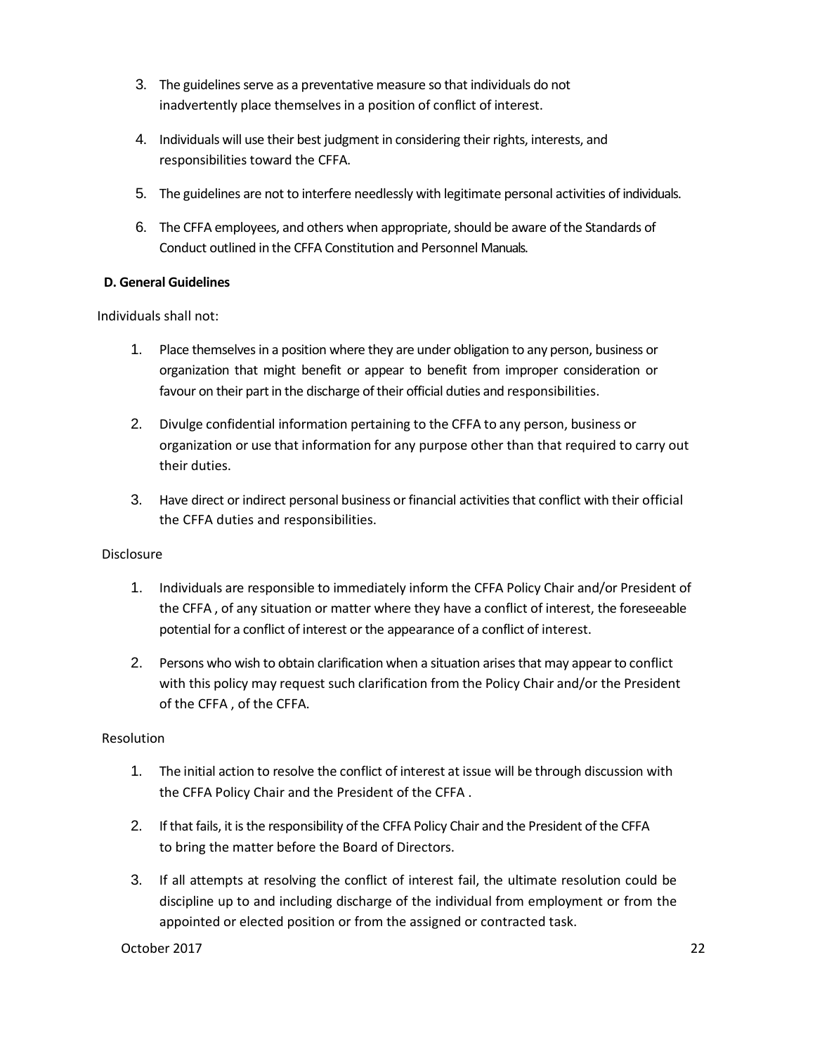3. The guidelines serve as a preventative measure so that individuals do not inadvertently place themselves in a position of conflict of interest.

4. Individuals will use their best judgment in considering their rights, interests, and responsibilities toward the CFFA.

5. The guidelines are not to interfere needlessly with legitimate personal activities of individuals.

6. The CFFA employees, and others when appropriate, should be aware of the Standards of Conduct outlined in the CFFA Constitution and Personnel Manuals.

**D. General Guidelines**

Individuals shall not:

1. Place themselves in a position where they are under obligation to any person, business or organization that might benefit or appear to benefit from improper consideration or favour on their part in the discharge of their official duties and responsibilities.

2. Divulge confidential information pertaining to the CFFA to any person, business or organization or use that information for any purpose other than that required to carry out their duties.

3. Have direct or indirect personal business or financial activities that conflict with their official the CFFA duties and responsibilities.

Disclosure

1. Individuals are responsible to immediately inform the CFFA Policy Chair and/or President of the CFFA , of any situation or matter where they have a conflict of interest, the foreseeable potential for a conflict of interest or the appearance of a conflict of interest.

2. Persons who wish to obtain clarification when a situation arises that may appear to conflict with this policy may request such clarification from the Policy Chair and/or the President of the CFFA , of the CFFA.

Resolution

1. The initial action to resolve the conflict of interest at issue will be through discussion with the CFFA Policy Chair and the President of the CFFA .

2. If that fails, it is the responsibility of the CFFA Policy Chair and the President of the CFFA to bring the matter before the Board of Directors.

3. If all attempts at resolving the conflict of interest fail, the ultimate resolution could be discipline up to and including discharge of the individual from employment or from the appointed or elected position or from the assigned or contracted task.

October 2017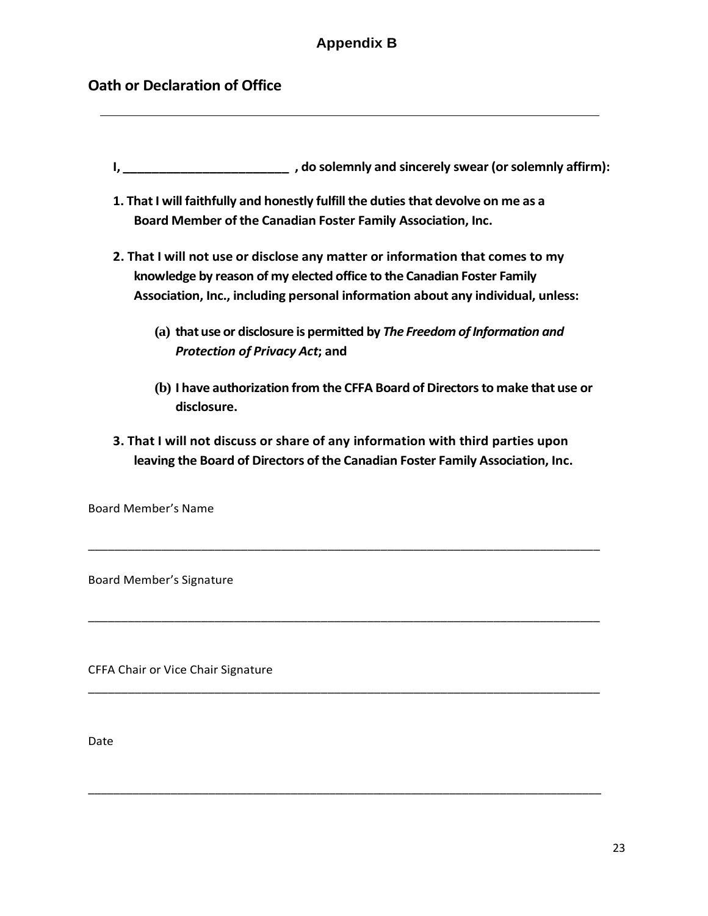## Appendix B

## Oath or Declaration of Office

---

**I, ________________________ , do solemnly and sincerely swear (or solemnly affirm):**

**1. That I will faithfully and honestly fulfill the duties that devolve on me as a Board Member of the Canadian Foster Family Association, Inc.**

**2. That I will not use or disclose any matter or information that comes to my knowledge by reason of my elected office to the Canadian Foster Family Association, Inc., including personal information about any individual, unless:**

**(a) that use or disclosure is permitted by *The Freedom of Information and Protection of Privacy Act*; and**

**(b) I have authorization from the CFFA Board of Directors to make that use or disclosure.**

**3. That I will not discuss or share of any information with third parties upon leaving the Board of Directors of the Canadian Foster Family Association, Inc.**

Board Member's Name

_______________________________________________________________________________

Board Member's Signature

_______________________________________________________________________________

CFFA Chair or Vice Chair Signature

_______________________________________________________________________________

Date

_______________________________________________________________________________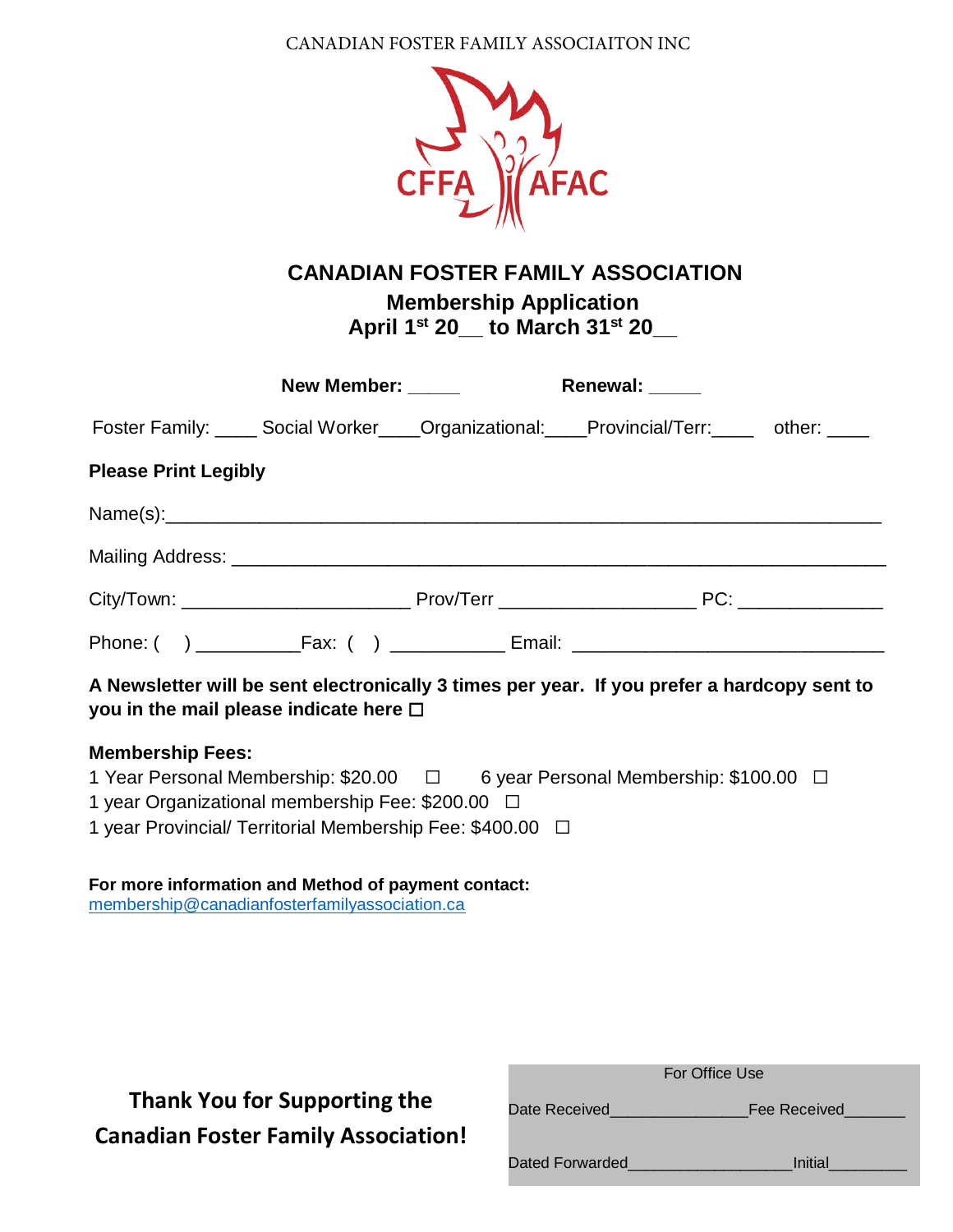CANADIAN FOSTER FAMILY ASSOCIAITON INC

CFFA AFAC

# CANADIAN FOSTER FAMILY ASSOCIATION

## Membership Application

## April 1st 20__ to March 31st 20__

**New Member:** _____ **Renewal:** _____

Foster Family: ____ Social Worker____Organizational:____Provincial/Terr:____ other: ____

**Please Print Legibly**

Name(s):___________________________________________________________________

Mailing Address: _____________________________________________________________

City/Town: ______________________ Prov/Terr __________________ PC: ______________

Phone: (   ) __________Fax: (   ) ___________ Email: ______________________________

**A Newsletter will be sent electronically 3 times per year. If you prefer a hardcopy sent to you in the mail please indicate here ☐**

**Membership Fees:**

1 Year Personal Membership: $20.00 ☐ 6 year Personal Membership: $100.00 ☐

1 year Organizational membership Fee: $200.00 ☐

1 year Provincial/ Territorial Membership Fee: $400.00 ☐

**For more information and Method of payment contact:**
membership@canadianfosterfamilyassociation.ca

**Thank You for Supporting the Canadian Foster Family Association!**

For Office Use

Date Received_______________Fee Received_______

Dated Forwarded__________________Initial_________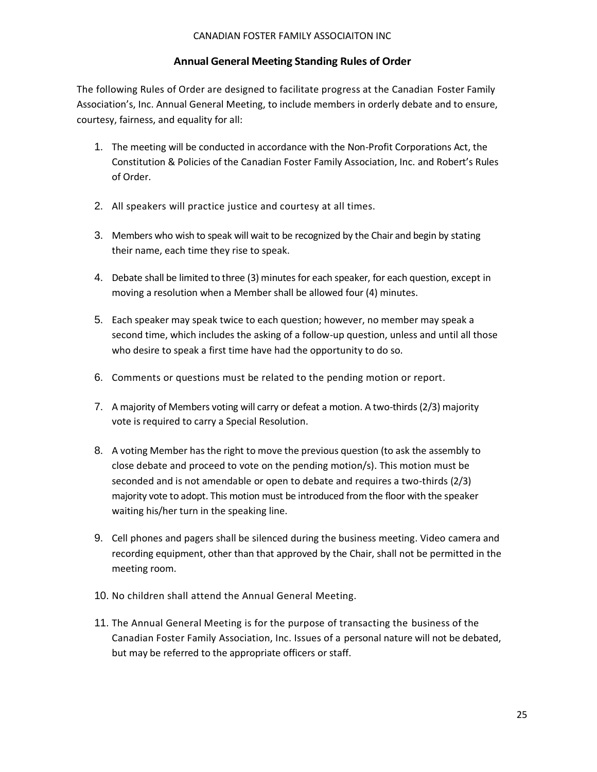CANADIAN FOSTER FAMILY ASSOCIAITON INC

## Annual General Meeting Standing Rules of Order

The following Rules of Order are designed to facilitate progress at the Canadian Foster Family Association's, Inc. Annual General Meeting, to include members in orderly debate and to ensure, courtesy, fairness, and equality for all:

1. The meeting will be conducted in accordance with the Non-Profit Corporations Act, the Constitution & Policies of the Canadian Foster Family Association, Inc. and Robert's Rules of Order.

2. All speakers will practice justice and courtesy at all times.

3. Members who wish to speak will wait to be recognized by the Chair and begin by stating their name, each time they rise to speak.

4. Debate shall be limited to three (3) minutes for each speaker, for each question, except in moving a resolution when a Member shall be allowed four (4) minutes.

5. Each speaker may speak twice to each question; however, no member may speak a second time, which includes the asking of a follow-up question, unless and until all those who desire to speak a first time have had the opportunity to do so.

6. Comments or questions must be related to the pending motion or report.

7. A majority of Members voting will carry or defeat a motion. A two-thirds (2/3) majority vote is required to carry a Special Resolution.

8. A voting Member has the right to move the previous question (to ask the assembly to close debate and proceed to vote on the pending motion/s). This motion must be seconded and is not amendable or open to debate and requires a two-thirds (2/3) majority vote to adopt. This motion must be introduced from the floor with the speaker waiting his/her turn in the speaking line.

9. Cell phones and pagers shall be silenced during the business meeting. Video camera and recording equipment, other than that approved by the Chair, shall not be permitted in the meeting room.

10. No children shall attend the Annual General Meeting.

11. The Annual General Meeting is for the purpose of transacting the business of the Canadian Foster Family Association, Inc. Issues of a personal nature will not be debated, but may be referred to the appropriate officers or staff.